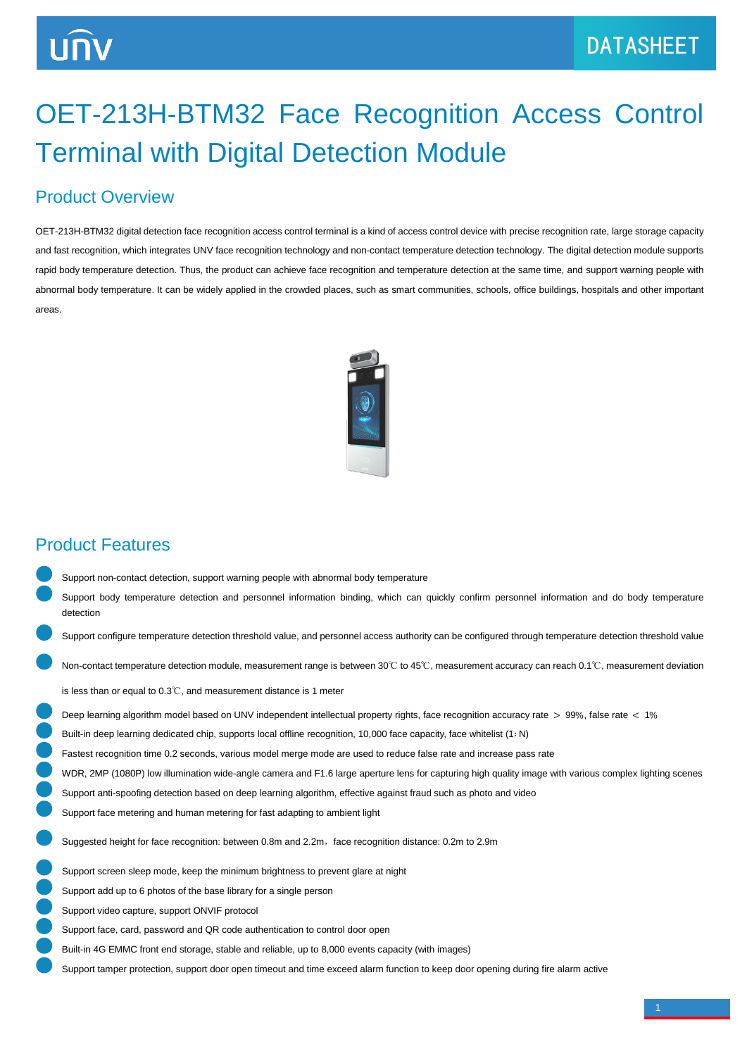# OET-213H-BTM32 Face Recognition Access Control Terminal with Digital Detection Module

## Product Overview

OET-213H-BTM32 digital detection face recognition access control terminal is a kind of access control device with precise recognition rate, large storage capacity and fast recognition, which integrates UNV face recognition technology and non-contact temperature detection technology. The digital detection module supports rapid body temperature detection. Thus, the product can achieve face recognition and temperature detection at the same time, and support warning people with abnormal body temperature. It can be widely applied in the crowded places, such as smart communities, schools, office buildings, hospitals and other important areas.

## Product Features

- Support non-contact detection, support warning people with abnormal body temperature
- Support body temperature detection and personnel information binding, which can quickly confirm personnel information and do body temperature detection
- Support configure temperature detection threshold value, and personnel access authority can be configured through temperature detection threshold value
- Non-contact temperature detection module, measurement range is between 30℃ to 45℃, measurement accuracy can reach 0.1℃, measurement deviation is less than or equal to 0.3℃, and measurement distance is 1 meter
- Deep learning algorithm model based on UNV independent intellectual property rights, face recognition accuracy rate ＞ 99%, false rate ＜ 1%
- Built-in deep learning dedicated chip, supports local offline recognition, 10,000 face capacity, face whitelist (1：N)
- Fastest recognition time 0.2 seconds, various model merge mode are used to reduce false rate and increase pass rate
- WDR, 2MP (1080P) low illumination wide-angle camera and F1.6 large aperture lens for capturing high quality image with various complex lighting scenes
- Support anti-spoofing detection based on deep learning algorithm, effective against fraud such as photo and video
- Support face metering and human metering for fast adapting to ambient light
- Suggested height for face recognition: between 0.8m and 2.2m，face recognition distance: 0.2m to 2.9m
- Support screen sleep mode, keep the minimum brightness to prevent glare at night
- Support add up to 6 photos of the base library for a single person
- Support video capture, support ONVIF protocol
- Support face, card, password and QR code authentication to control door open
- Built-in 4G EMMC front end storage, stable and reliable, up to 8,000 events capacity (with images)
- Support tamper protection, support door open timeout and time exceed alarm function to keep door opening during fire alarm active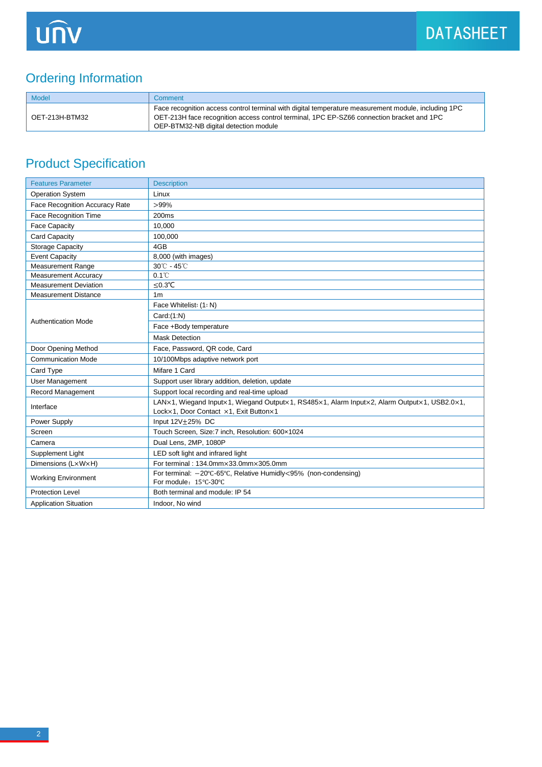## Ordering Information

| Model | Comment |
|---|---|
| OET-213H-BTM32 | Face recognition access control terminal with digital temperature measurement module, including 1PC OET-213H face recognition access control terminal, 1PC EP-SZ66 connection bracket and 1PC OEP-BTM32-NB digital detection module |

## Product Specification

| Features Parameter | Description |
|---|---|
| Operation System | Linux |
| Face Recognition Accuracy Rate | >99% |
| Face Recognition Time | 200ms |
| Face Capacity | 10,000 |
| Card Capacity | 100,000 |
| Storage Capacity | 4GB |
| Event Capacity | 8,000 (with images) |
| Measurement Range | 30℃ - 45℃ |
| Measurement Accuracy | 0.1℃ |
| Measurement Deviation | ≤0.3℃ |
| Measurement Distance | 1m |
| Authentication Mode | Face Whitelist: (1: N) |
| | Card:(1:N) |
| | Face +Body temperature |
| | Mask Detection |
| Door Opening Method | Face, Password, QR code, Card |
| Communication Mode | 10/100Mbps adaptive network port |
| Card Type | Mifare 1 Card |
| User Management | Support user library addition, deletion, update |
| Record Management | Support local recording and real-time upload |
| Interface | LAN×1, Wiegand Input×1, Wiegand Output×1, RS485×1, Alarm Input×2, Alarm Output×1, USB2.0×1, Lock×1, Door Contact ×1, Exit Button×1 |
| Power Supply | Input 12V±25% DC |
| Screen | Touch Screen, Size:7 inch, Resolution: 600×1024 |
| Camera | Dual Lens, 2MP, 1080P |
| Supplement Light | LED soft light and infrared light |
| Dimensions (L×W×H) | For terminal : 134.0mm×33.0mm×305.0mm |
| Working Environment | For terminal: −20℃-65℃, Relative Humidly<95% (non-condensing)<br>For module：15℃-30℃ |
| Protection Level | Both terminal and module: IP 54 |
| Application Situation | Indoor, No wind |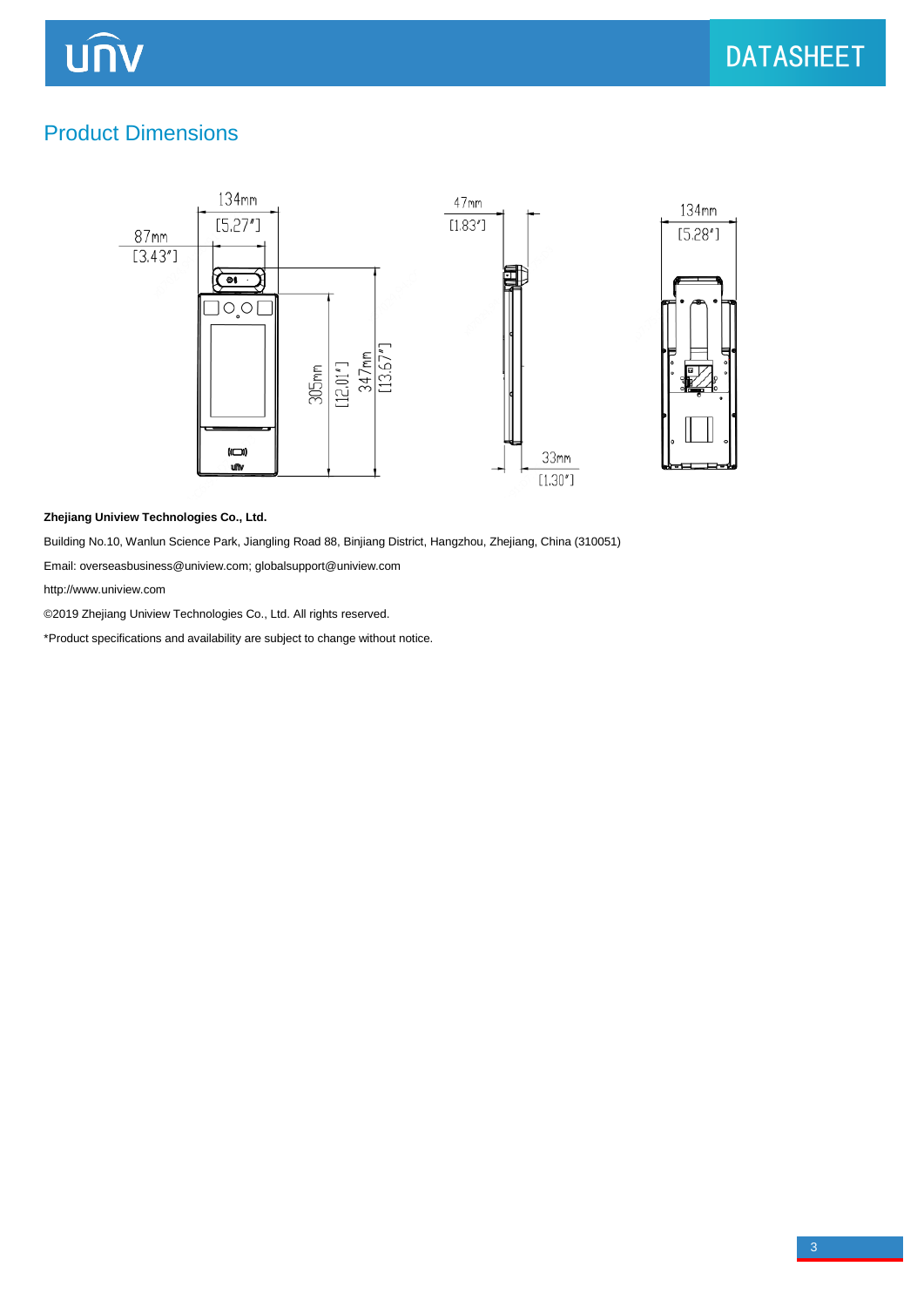## Product Dimensions

134mm
[5.27"]
87mm
[3.43"]
305mm
[12.01"]
347mm
[13.67"]
47mm
[1.83"]
33mm
[1.30"]
134mm
[5.28"]

**Zhejiang Uniview Technologies Co., Ltd.**

Building No.10, Wanlun Science Park, Jiangling Road 88, Binjiang District, Hangzhou, Zhejiang, China (310051)

Email: overseasbusiness@uniview.com; globalsupport@uniview.com

http://www.uniview.com

©2019 Zhejiang Uniview Technologies Co., Ltd. All rights reserved.

*Product specifications and availability are subject to change without notice.